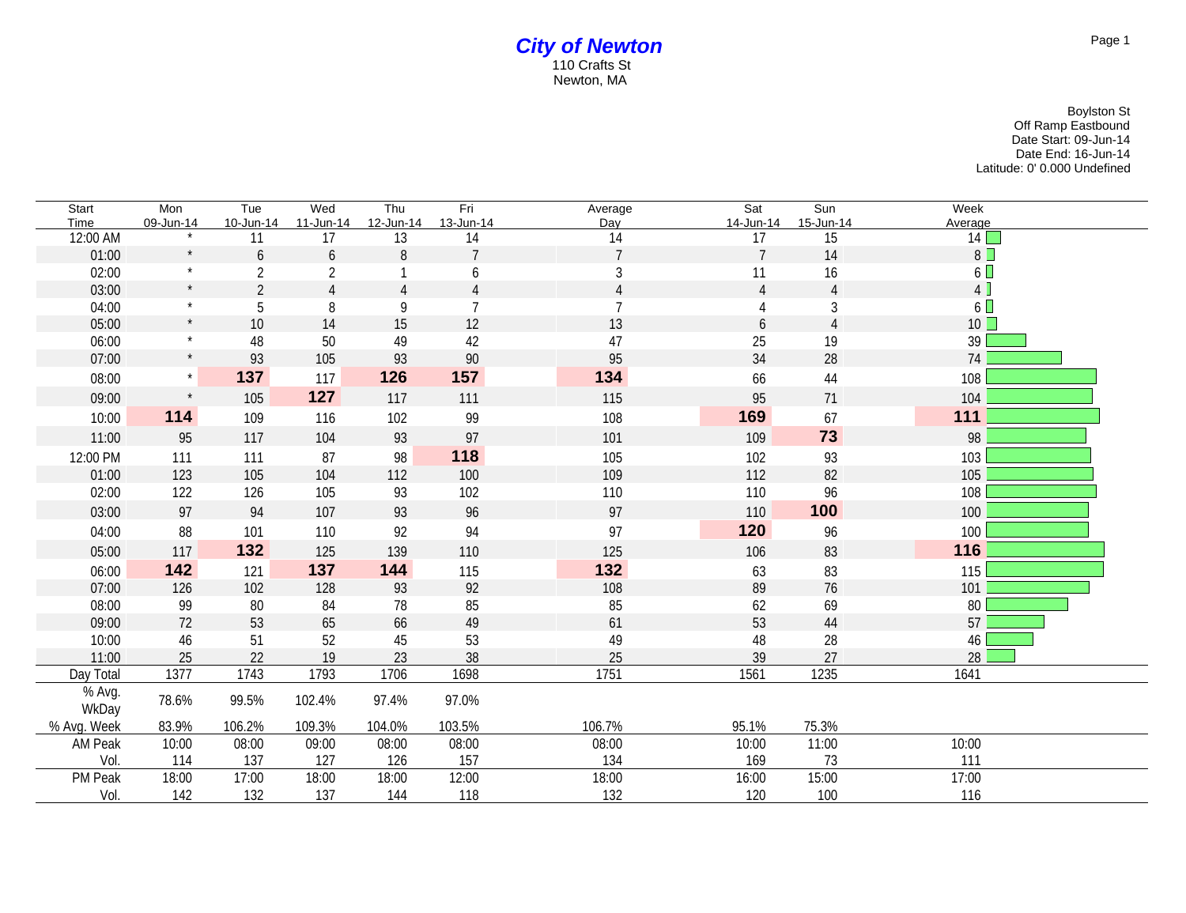# City of Newton

110 Crafts St
Newton, MA

Boylston St
Off Ramp Eastbound
Date Start: 09-Jun-14
Date End: 16-Jun-14
Latitude: 0' 0.000 Undefined

| Start Time | Mon 09-Jun-14 | Tue 10-Jun-14 | Wed 11-Jun-14 | Thu 12-Jun-14 | Fri 13-Jun-14 | Average Day | Sat 14-Jun-14 | Sun 15-Jun-14 | Week Average |
|---|---|---|---|---|---|---|---|---|---|
| 12:00 AM | * | 11 | 17 | 13 | 14 | 14 | 17 | 15 | 14 |
| 01:00 | * | 6 | 6 | 8 | 7 | 7 | 7 | 14 | 8 |
| 02:00 | * | 2 | 2 | 1 | 6 | 3 | 11 | 16 | 6 |
| 03:00 | * | 2 | 4 | 4 | 4 | 4 | 4 | 4 | 4 |
| 04:00 | * | 5 | 8 | 9 | 7 | 7 | 4 | 3 | 6 |
| 05:00 | * | 10 | 14 | 15 | 12 | 13 | 6 | 4 | 10 |
| 06:00 | * | 48 | 50 | 49 | 42 | 47 | 25 | 19 | 39 |
| 07:00 | * | 93 | 105 | 93 | 90 | 95 | 34 | 28 | 74 |
| 08:00 | * | **137** | 117 | **126** | **157** | **134** | 66 | 44 | 108 |
| 09:00 | * | 105 | **127** | 117 | 111 | 115 | 95 | 71 | 104 |
| 10:00 | **114** | 109 | 116 | 102 | 99 | 108 | **169** | 67 | **111** |
| 11:00 | 95 | 117 | 104 | 93 | 97 | 101 | 109 | **73** | 98 |
| 12:00 PM | 111 | 111 | 87 | 98 | **118** | 105 | 102 | 93 | 103 |
| 01:00 | 123 | 105 | 104 | 112 | 100 | 109 | 112 | 82 | 105 |
| 02:00 | 122 | 126 | 105 | 93 | 102 | 110 | 110 | 96 | 108 |
| 03:00 | 97 | 94 | 107 | 93 | 96 | 97 | 110 | **100** | 100 |
| 04:00 | 88 | 101 | 110 | 92 | 94 | 97 | **120** | 96 | 100 |
| 05:00 | 117 | **132** | 125 | 139 | 110 | 125 | 106 | 83 | **116** |
| 06:00 | **142** | 121 | **137** | **144** | 115 | **132** | 63 | 83 | 115 |
| 07:00 | 126 | 102 | 128 | 93 | 92 | 108 | 89 | 76 | 101 |
| 08:00 | 99 | 80 | 84 | 78 | 85 | 85 | 62 | 69 | 80 |
| 09:00 | 72 | 53 | 65 | 66 | 49 | 61 | 53 | 44 | 57 |
| 10:00 | 46 | 51 | 52 | 45 | 53 | 49 | 48 | 28 | 46 |
| 11:00 | 25 | 22 | 19 | 23 | 38 | 25 | 39 | 27 | 28 |
| Day Total | 1377 | 1743 | 1793 | 1706 | 1698 | 1751 | 1561 | 1235 | 1641 |
| % Avg. WkDay | 78.6% | 99.5% | 102.4% | 97.4% | 97.0% | | | | |
| % Avg. Week | 83.9% | 106.2% | 109.3% | 104.0% | 103.5% | 106.7% | 95.1% | 75.3% | |
| AM Peak | 10:00 | 08:00 | 09:00 | 08:00 | 08:00 | 08:00 | 10:00 | 11:00 | 10:00 |
| Vol. | 114 | 137 | 127 | 126 | 157 | 134 | 169 | 73 | 111 |
| PM Peak | 18:00 | 17:00 | 18:00 | 18:00 | 12:00 | 18:00 | 16:00 | 15:00 | 17:00 |
| Vol. | 142 | 132 | 137 | 144 | 118 | 132 | 120 | 100 | 116 |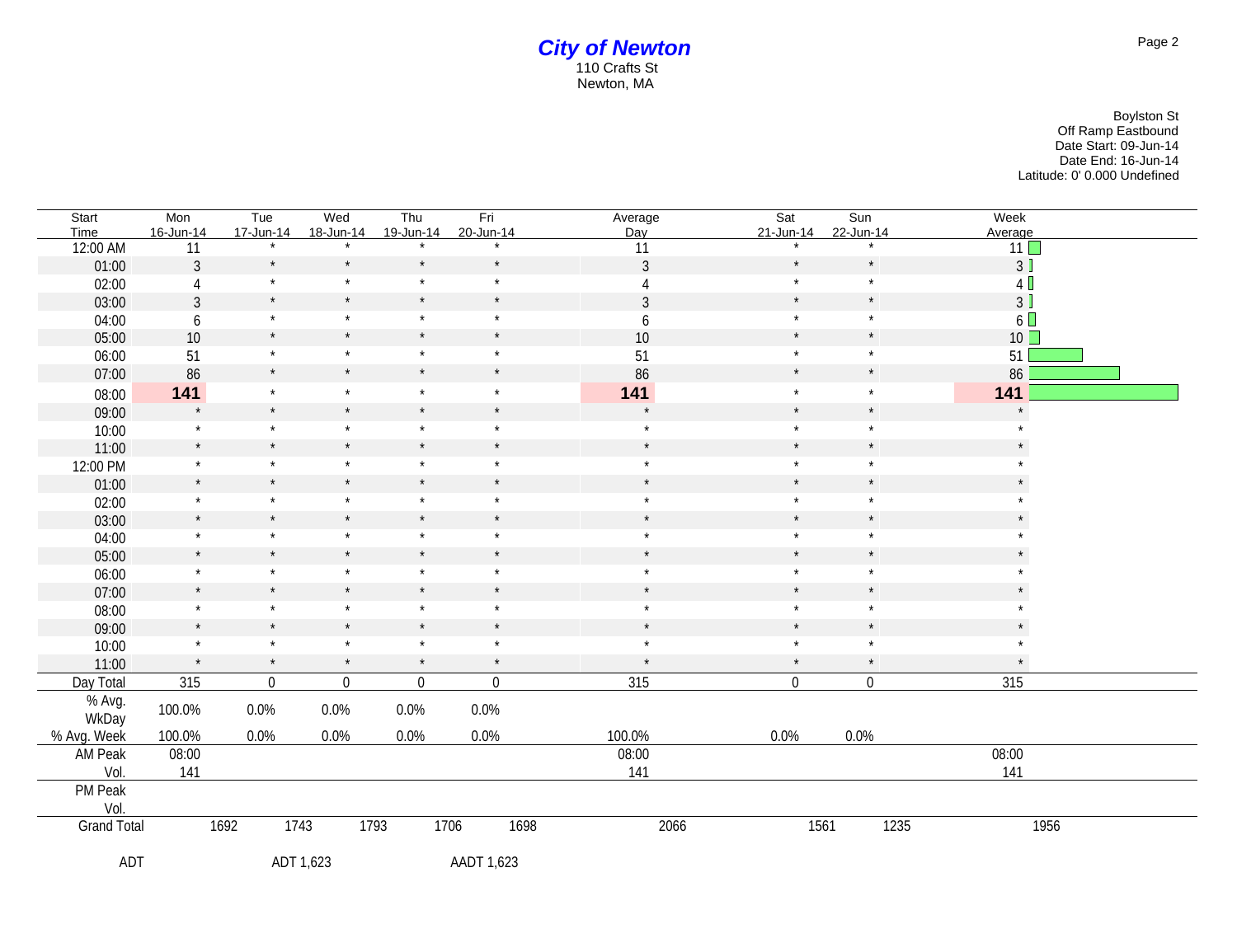# *City of Newton*

110 Crafts St
Newton, MA

Boylston St
Off Ramp Eastbound
Date Start: 09-Jun-14
Date End: 16-Jun-14
Latitude: 0' 0.000 Undefined

| Start Time | Mon 16-Jun-14 | Tue 17-Jun-14 | Wed 18-Jun-14 | Thu 19-Jun-14 | Fri 20-Jun-14 | Average Day | Sat 21-Jun-14 | Sun 22-Jun-14 | Week Average |
|---|---|---|---|---|---|---|---|---|---|
| 12:00 AM | 11 | * | * | * | * | 11 | * | * | 11 |
| 01:00 | 3 | * | * | * | * | 3 | * | * | 3 |
| 02:00 | 4 | * | * | * | * | 4 | * | * | 4 |
| 03:00 | 3 | * | * | * | * | 3 | * | * | 3 |
| 04:00 | 6 | * | * | * | * | 6 | * | * | 6 |
| 05:00 | 10 | * | * | * | * | 10 | * | * | 10 |
| 06:00 | 51 | * | * | * | * | 51 | * | * | 51 |
| 07:00 | 86 | * | * | * | * | 86 | * | * | 86 |
| 08:00 | **141** | * | * | * | * | **141** | * | * | **141** |
| 09:00 | * | * | * | * | * | * | * | * | * |
| 10:00 | * | * | * | * | * | * | * | * | * |
| 11:00 | * | * | * | * | * | * | * | * | * |
| 12:00 PM | * | * | * | * | * | * | * | * | * |
| 01:00 | * | * | * | * | * | * | * | * | * |
| 02:00 | * | * | * | * | * | * | * | * | * |
| 03:00 | * | * | * | * | * | * | * | * | * |
| 04:00 | * | * | * | * | * | * | * | * | * |
| 05:00 | * | * | * | * | * | * | * | * | * |
| 06:00 | * | * | * | * | * | * | * | * | * |
| 07:00 | * | * | * | * | * | * | * | * | * |
| 08:00 | * | * | * | * | * | * | * | * | * |
| 09:00 | * | * | * | * | * | * | * | * | * |
| 10:00 | * | * | * | * | * | * | * | * | * |
| 11:00 | * | * | * | * | * | * | * | * | * |
| Day Total | 315 | 0 | 0 | 0 | 0 | 315 | 0 | 0 | 315 |
| % Avg. WkDay | 100.0% | 0.0% | 0.0% | 0.0% | 0.0% | | | | |
| % Avg. Week | 100.0% | 0.0% | 0.0% | 0.0% | 0.0% | 100.0% | 0.0% | 0.0% | |
| AM Peak | 08:00 | | | | | 08:00 | | | 08:00 |
| Vol. | 141 | | | | | 141 | | | 141 |
| PM Peak | | | | | | | | | |
| Vol. | | | | | | | | | |
| Grand Total | 1692 | 1743 | 1793 | 1706 | 1698 | 2066 | 1561 | 1235 | 1956 |

ADT     ADT 1,623     AADT 1,623